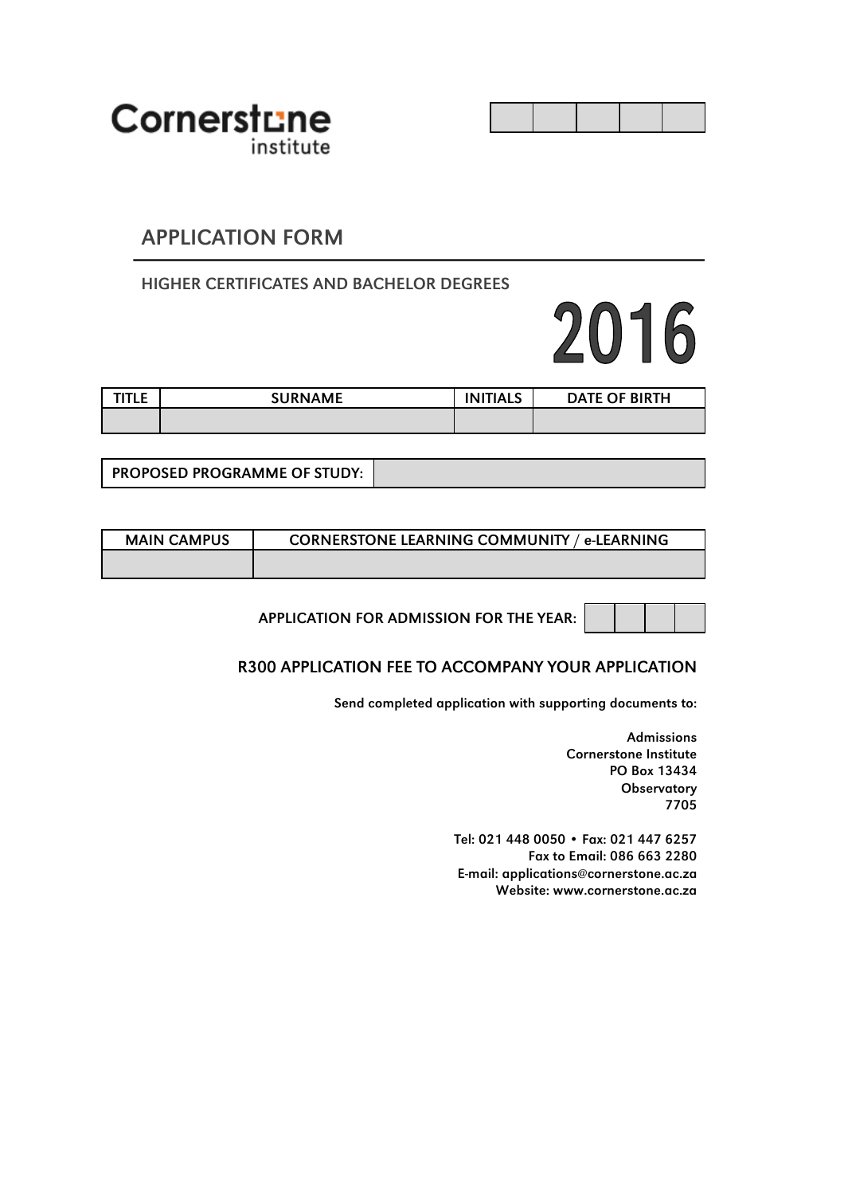Cornerstone institute

| | | | | |
|---|---|---|---|---|
| | | | | |

# APPLICATION FORM

## HIGHER CERTIFICATES AND BACHELOR DEGREES

# 2016

| TITLE | SURNAME | INITIALS | DATE OF BIRTH |
|---|---|---|---|
| | | | |

| PROPOSED PROGRAMME OF STUDY: | |
|---|---|

| MAIN CAMPUS | CORNERSTONE LEARNING COMMUNITY / e-LEARNING |
|---|---|
| | |

APPLICATION FOR ADMISSION FOR THE YEAR:

| | | | |
|---|---|---|---|

**R300 APPLICATION FEE TO ACCOMPANY YOUR APPLICATION**

Send completed application with supporting documents to:

Admissions
Cornerstone Institute
PO Box 13434
Observatory
7705

Tel: 021 448 0050 • Fax: 021 447 6257
Fax to Email: 086 663 2280
E-mail: applications@cornerstone.ac.za
Website: www.cornerstone.ac.za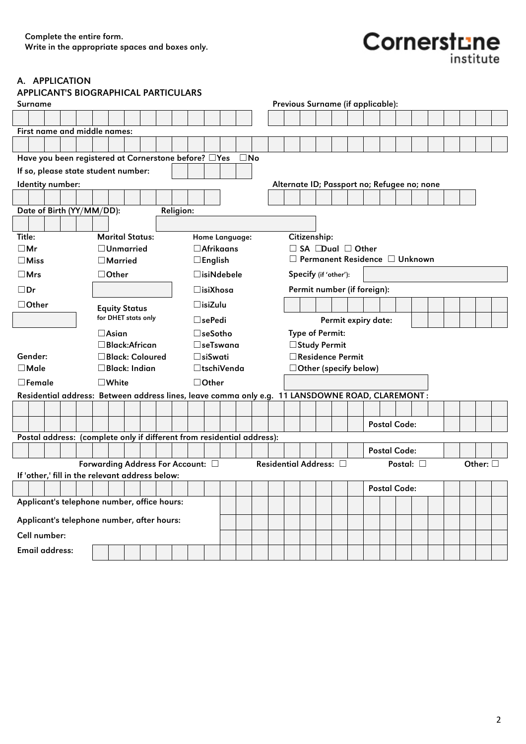Complete the entire form.
Write in the appropriate spaces and boxes only.

Cornerstone institute

## A. APPLICATION

### APPLICANT'S BIOGRAPHICAL PARTICULARS

Surname

Previous Surname (if applicable):

First name and middle names:

Have you been registered at Cornerstone before? ☐Yes ☐No

If so, please state student number:

Identity number:

Alternate ID; Passport no; Refugee no; none

Date of Birth (YY/MM/DD):

Religion:

**Title:**
☐Mr
☐Miss
☐Mrs
☐Dr
☐Other

**Marital Status:**
☐Unmarried
☐Married
☐Other

**Home Language:**
☐Afrikaans
☐English
☐isiNdebele
☐isiXhosa
☐isiZulu
☐sePedi
☐seSotho
☐seTswana
☐siSwati
☐tschiVenda
☐Other

**Citizenship:**
☐ SA ☐Dual ☐ Other
☐ Permanent Residence ☐ Unknown

Specify (if 'other'):

Permit number (if foreign):

Permit expiry date:

**Type of Permit:**
☐Study Permit
☐Residence Permit
☐Other (specify below)

**Equity Status** for DHET stats only
☐Asian
☐Black:African
☐Black: Coloured
☐Black: Indian
☐White

**Gender:**
☐Male
☐Female

Residential address: Between address lines, leave comma only e.g. 11 LANSDOWNE ROAD, CLAREMONT :

Postal Code:

Postal address: (complete only if different from residential address):

Postal Code:

Forwarding Address For Account: ☐ Residential Address: ☐ Postal: ☐ Other: ☐

If 'other,' fill in the relevant address below:

Postal Code:

Applicant's telephone number, office hours:

Applicant's telephone number, after hours:

Cell number:

Email address: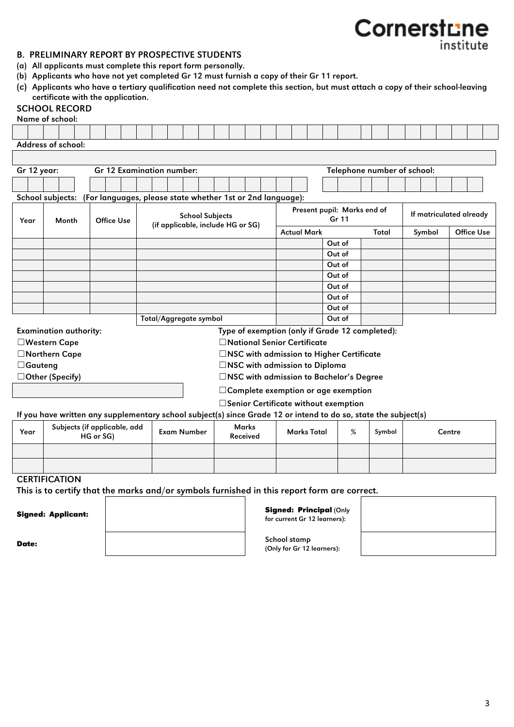## B. PRELIMINARY REPORT BY PROSPECTIVE STUDENTS

(a) All applicants must complete this report form personally.

(b) Applicants who have not yet completed Gr 12 must furnish a copy of their Gr 11 report.

(c) Applicants who have a tertiary qualification need not complete this section, but must attach a copy of their school-leaving certificate with the application.

### SCHOOL RECORD

Name of school:

Address of school:

Gr 12 year: Gr 12 Examination number: Telephone number of school:

School subjects: (For languages, please state whether 1st or 2nd language):

| Year | Month | Office Use | School Subjects (if applicable, include HG or SG) | Present pupil: Marks end of Gr 11 | | | If matriculated already | |
|---|---|---|---|---|---|---|---|---|
| | | | | Actual Mark | | Total | Symbol | Office Use |
| | | | | | Out of | | | |
| | | | | | Out of | | | |
| | | | | | Out of | | | |
| | | | | | Out of | | | |
| | | | | | Out of | | | |
| | | | | | Out of | | | |
| | | | | | Out of | | | |
| | | | Total/Aggregate symbol | | Out of | | | |

Examination authority:

- ☐Western Cape
- ☐Northern Cape
- ☐Gauteng
- ☐Other (Specify)

Type of exemption (only if Grade 12 completed):

- ☐National Senior Certificate
- ☐NSC with admission to Higher Certificate
- ☐NSC with admission to Diploma
- ☐NSC with admission to Bachelor's Degree
- ☐Complete exemption or age exemption
- ☐Senior Certificate without exemption

If you have written any supplementary school subject(s) since Grade 12 or intend to do so, state the subject(s)

| Year | Subjects (if applicable, add HG or SG) | Exam Number | Marks Received | Marks Total | % | Symbol | Centre |
|---|---|---|---|---|---|---|---|
| | | | | | | | |
| | | | | | | | |

### CERTIFICATION

This is to certify that the marks and/or symbols furnished in this report form are correct.

| **Signed: Applicant:** | | **Signed: Principal** (Only for current Gr 12 learners): | |
|---|---|---|---|
| **Date:** | | School stamp (Only for Gr 12 learners): | |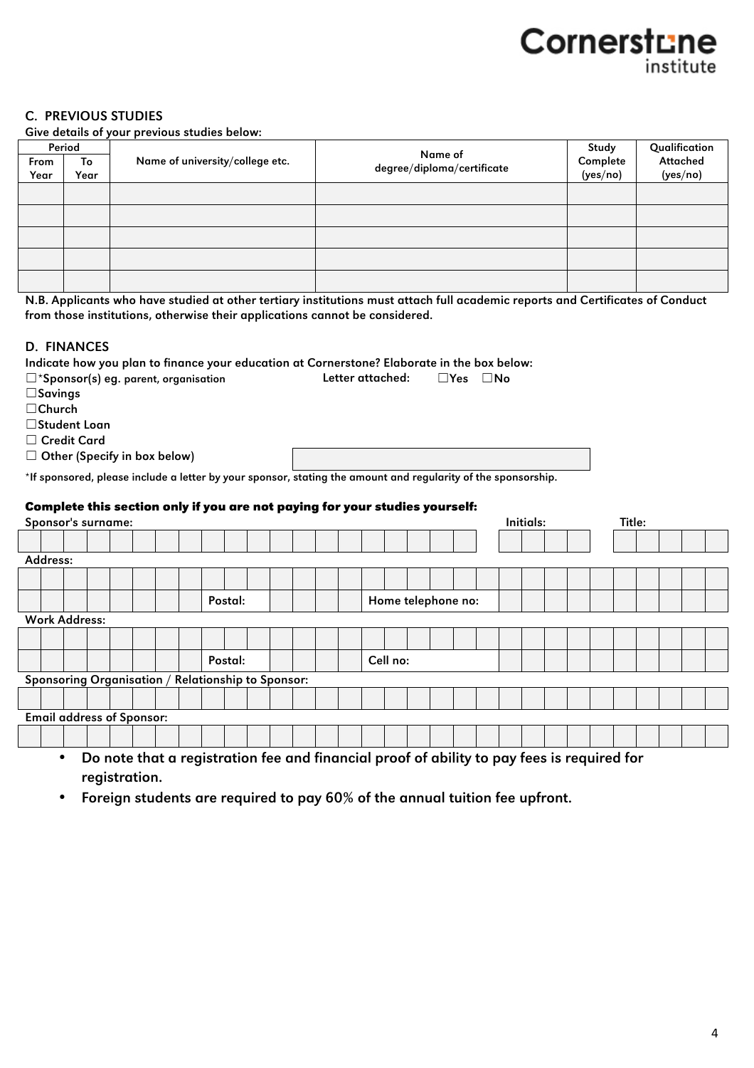## C. PREVIOUS STUDIES

**Give details of your previous studies below:**

| Period | | Name of university/college etc. | Name of degree/diploma/certificate | Study Complete (yes/no) | Qualification Attached (yes/no) |
|---|---|---|---|---|---|
| From Year | To Year | | | | |
| | | | | | |
| | | | | | |
| | | | | | |
| | | | | | |
| | | | | | |

**N.B. Applicants who have studied at other tertiary institutions must attach full academic reports and Certificates of Conduct from those institutions, otherwise their applications cannot be considered.**

## D. FINANCES

**Indicate how you plan to finance your education at Cornerstone? Elaborate in the box below:**

☐*Sponsor(s) eg. parent, organisation    Letter attached: ☐Yes ☐No
☐Savings
☐Church
☐Student Loan
☐ Credit Card
☐ Other (Specify in box below)

*If sponsored, please include a letter by your sponsor, stating the amount and regularity of the sponsorship.

**Complete this section only if you are not paying for your studies yourself:**

Sponsor's surname: Initials: Title:

Address:

Postal: Home telephone no:

Work Address:

Postal: Cell no:

Sponsoring Organisation / Relationship to Sponsor:

Email address of Sponsor:

- **Do note that a registration fee and financial proof of ability to pay fees is required for registration.**
- **Foreign students are required to pay 60% of the annual tuition fee upfront.**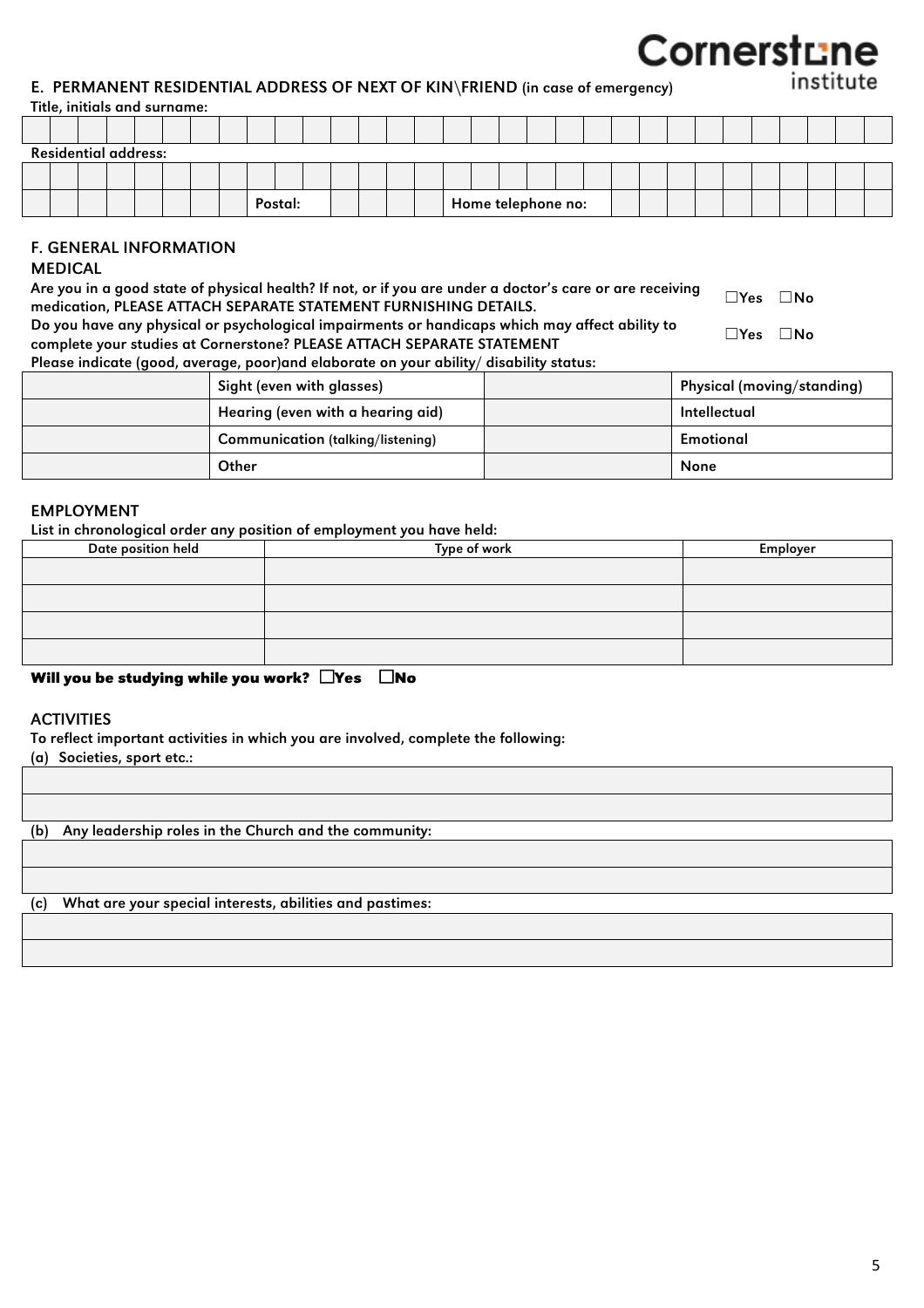**Cornerstone institute**

## E. PERMANENT RESIDENTIAL ADDRESS OF NEXT OF KIN\FRIEND (in case of emergency)

**Title, initials and surname:**

| |
|---|
| |

**Residential address:**

| | | | |
|---|---|---|---|
| | | | |
| | Postal: | Home telephone no: | |

## F. GENERAL INFORMATION

### MEDICAL

**Are you in a good state of physical health? If not, or if you are under a doctor's care or are receiving medication, PLEASE ATTACH SEPARATE STATEMENT FURNISHING DETAILS.** ☐Yes ☐No

**Do you have any physical or psychological impairments or handicaps which may affect ability to complete your studies at Cornerstone? PLEASE ATTACH SEPARATE STATEMENT** ☐Yes ☐No

**Please indicate (good, average, poor)and elaborate on your ability/ disability status:**

| | | | |
|---|---|---|---|
| | Sight (even with glasses) | | Physical (moving/standing) |
| | Hearing (even with a hearing aid) | | Intellectual |
| | Communication (talking/listening) | | Emotional |
| | Other | | None |

### EMPLOYMENT

**List in chronological order any position of employment you have held:**

| Date position held | Type of work | Employer |
|---|---|---|
| | | |
| | | |
| | | |
| | | |

**Will you be studying while you work?** ☐Yes ☐No

### ACTIVITIES

**To reflect important activities in which you are involved, complete the following:**

**(a) Societies, sport etc.:**

**(b) Any leadership roles in the Church and the community:**

**(c) What are your special interests, abilities and pastimes:**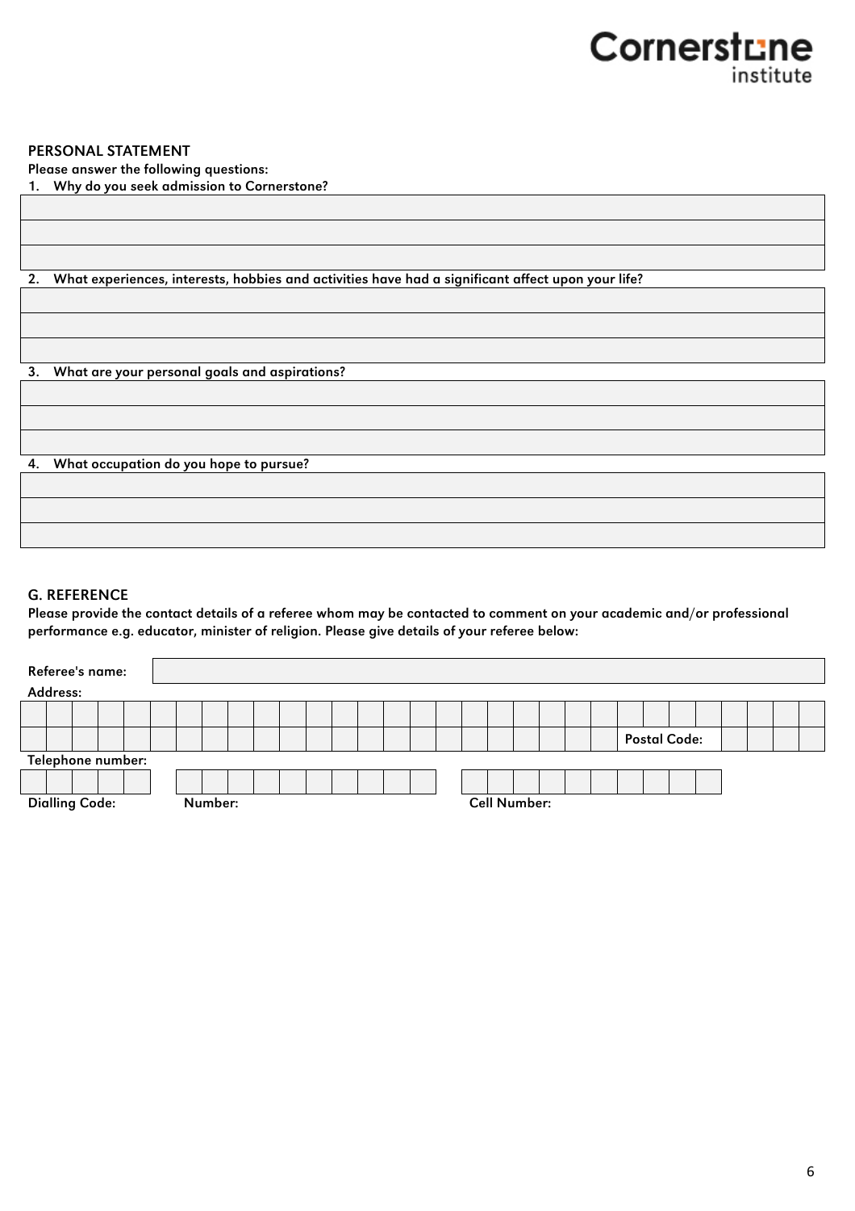## PERSONAL STATEMENT

**Please answer the following questions:**

1. **Why do you seek admission to Cornerstone?**

2. **What experiences, interests, hobbies and activities have had a significant affect upon your life?**

3. **What are your personal goals and aspirations?**

4. **What occupation do you hope to pursue?**

## G. REFERENCE

**Please provide the contact details of a referee whom may be contacted to comment on your academic and/or professional performance e.g. educator, minister of religion. Please give details of your referee below:**

Referee's name:

Address:

Postal Code:

Telephone number:

Dialling Code: Number: Cell Number: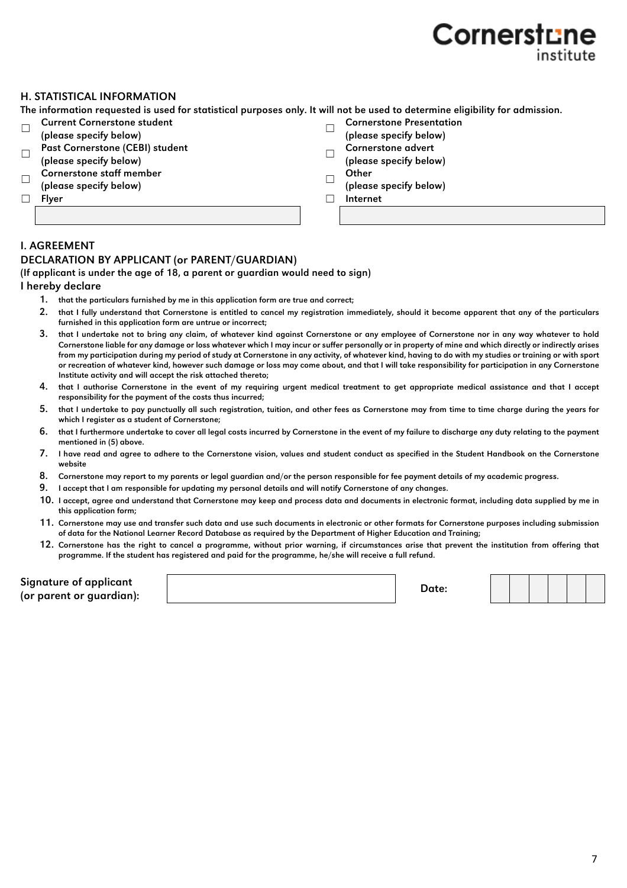Cornerstone institute

## H. STATISTICAL INFORMATION

**The information requested is used for statistical purposes only. It will not be used to determine eligibility for admission.**

- ☐ Current Cornerstone student (please specify below)
- ☐ Past Cornerstone (CEBI) student (please specify below)
- ☐ Cornerstone staff member (please specify below)
- ☐ Flyer
- ☐ Cornerstone Presentation (please specify below)
- ☐ Cornerstone advert (please specify below)
- ☐ Other (please specify below)
- ☐ Internet

## I. AGREEMENT

### DECLARATION BY APPLICANT (or PARENT/GUARDIAN)

**(If applicant is under the age of 18, a parent or guardian would need to sign)**

**I hereby declare**

1. that the particulars furnished by me in this application form are true and correct;
2. that I fully understand that Cornerstone is entitled to cancel my registration immediately, should it become apparent that any of the particulars furnished in this application form are untrue or incorrect;
3. that I undertake not to bring any claim, of whatever kind against Cornerstone or any employee of Cornerstone nor in any way whatever to hold Cornerstone liable for any damage or loss whatever which I may incur or suffer personally or in property of mine and which directly or indirectly arises from my participation during my period of study at Cornerstone in any activity, of whatever kind, having to do with my studies or training or with sport or recreation of whatever kind, however such damage or loss may come about, and that I will take responsibility for participation in any Cornerstone Institute activity and will accept the risk attached thereto;
4. that I authorise Cornerstone in the event of my requiring urgent medical treatment to get appropriate medical assistance and that I accept responsibility for the payment of the costs thus incurred;
5. that I undertake to pay punctually all such registration, tuition, and other fees as Cornerstone may from time to time charge during the years for which I register as a student of Cornerstone;
6. that I furthermore undertake to cover all legal costs incurred by Cornerstone in the event of my failure to discharge any duty relating to the payment mentioned in (5) above.
7. I have read and agree to adhere to the Cornerstone vision, values and student conduct as specified in the Student Handbook on the Cornerstone website
8. Cornerstone may report to my parents or legal guardian and/or the person responsible for fee payment details of my academic progress.
9. I accept that I am responsible for updating my personal details and will notify Cornerstone of any changes.
10. I accept, agree and understand that Cornerstone may keep and process data and documents in electronic format, including data supplied by me in this application form;
11. Cornerstone may use and transfer such data and use such documents in electronic or other formats for Cornerstone purposes including submission of data for the National Learner Record Database as required by the Department of Higher Education and Training;
12. Cornerstone has the right to cancel a programme, without prior warning, if circumstances arise that prevent the institution from offering that programme. If the student has registered and paid for the programme, he/she will receive a full refund.

**Signature of applicant (or parent or guardian):** ____________________ **Date:** ______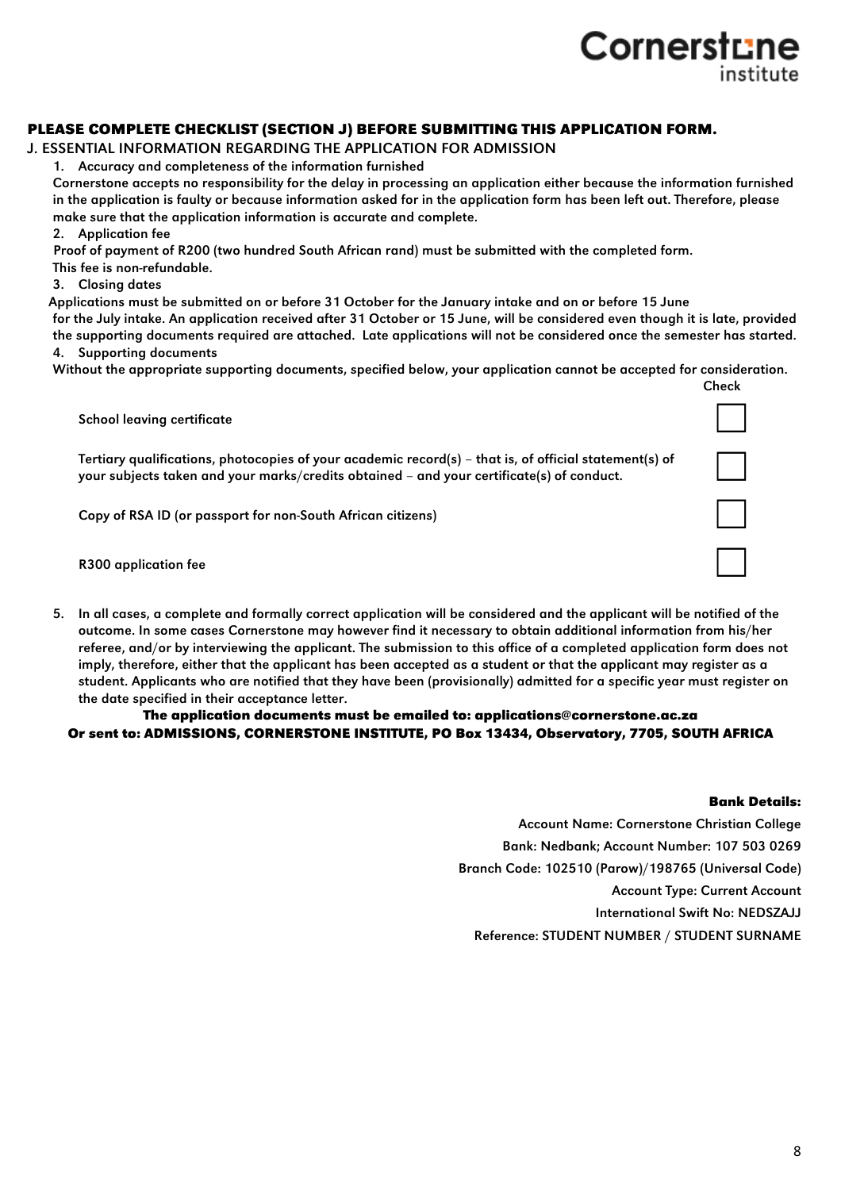**PLEASE COMPLETE CHECKLIST (SECTION J) BEFORE SUBMITTING THIS APPLICATION FORM.**

## J. ESSENTIAL INFORMATION REGARDING THE APPLICATION FOR ADMISSION

**1. Accuracy and completeness of the information furnished**

Cornerstone accepts no responsibility for the delay in processing an application either because the information furnished in the application is faulty or because information asked for in the application form has been left out. Therefore, please make sure that the application information is accurate and complete.

**2. Application fee**

Proof of payment of R200 (two hundred South African rand) must be submitted with the completed form. This fee is non-refundable.

**3. Closing dates**

Applications must be submitted on or before 31 October for the January intake and on or before 15 June for the July intake. An application received after 31 October or 15 June, will be considered even though it is late, provided the supporting documents required are attached. Late applications will not be considered once the semester has started.

**4. Supporting documents**

Without the appropriate supporting documents, specified below, your application cannot be accepted for consideration.

| | Check |
|---|---|
| School leaving certificate | ☐ |
| Tertiary qualifications, photocopies of your academic record(s) – that is, of official statement(s) of your subjects taken and your marks/credits obtained – and your certificate(s) of conduct. | ☐ |
| Copy of RSA ID (or passport for non-South African citizens) | ☐ |
| R300 application fee | ☐ |

5. In all cases, a complete and formally correct application will be considered and the applicant will be notified of the outcome. In some cases Cornerstone may however find it necessary to obtain additional information from his/her referee, and/or by interviewing the applicant. The submission to this office of a completed application form does not imply, therefore, either that the applicant has been accepted as a student or that the applicant may register as a student. Applicants who are notified that they have been (provisionally) admitted for a specific year must register on the date specified in their acceptance letter.

**The application documents must be emailed to: applications@cornerstone.ac.za**
**Or sent to: ADMISSIONS, CORNERSTONE INSTITUTE, PO Box 13434, Observatory, 7705, SOUTH AFRICA**

**Bank Details:**

Account Name: Cornerstone Christian College
Bank: Nedbank; Account Number: 107 503 0269
Branch Code: 102510 (Parow)/198765 (Universal Code)
Account Type: Current Account
International Swift No: NEDSZAJJ
Reference: STUDENT NUMBER / STUDENT SURNAME